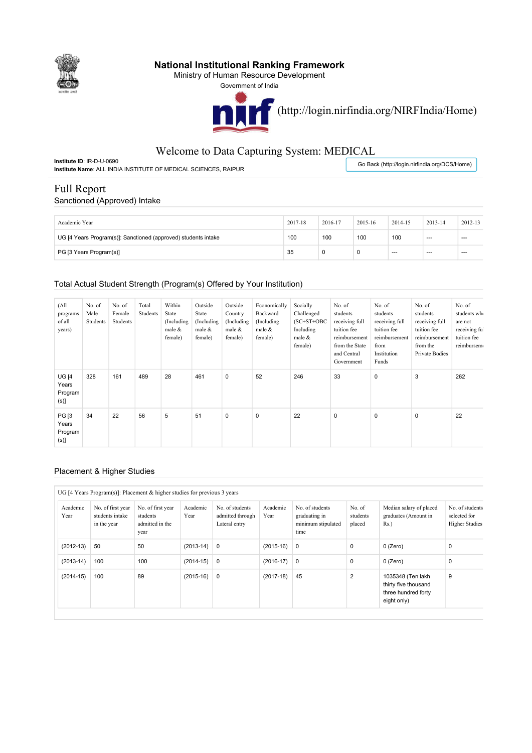# National Institutional Ranking Framework

Ministry of Human Resource Development

Government of India

(http://login.nirfindia.org/NIRFIndia/Home)

## Welcome to Data Capturing System: MEDICAL

**Institute ID**: IR-D-U-0690

**Institute Name**: ALL INDIA INSTITUTE OF MEDICAL SCIENCES, RAIPUR

Go Back (http://login.nirfindia.org/DCS/Home)

# Full Report

## Sanctioned (Approved) Intake

| Academic Year | 2017-18 | 2016-17 | 2015-16 | 2014-15 | 2013-14 | 2012-13 |
|---|---|---|---|---|---|---|
| UG [4 Years Program(s)]: Sanctioned (approved) students intake | 100 | 100 | 100 | 100 | --- | --- |
| PG [3 Years Program(s)] | 35 | 0 | 0 | --- | --- | --- |

## Total Actual Student Strength (Program(s) Offered by Your Institution)

| (All programs of all years) | No. of Male Students | No. of Female Students | Total Students | Within State (Including male & female) | Outside State (Including male & female) | Outside Country (Including male & female) | Economically Backward (Including male & female) | Socially Challenged (SC+ST+OBC Including male & female) | No. of students receiving full tuition fee reimbursement from the State and Central Government | No. of students receiving full tuition fee reimbursement from Institution Funds | No. of students receiving full tuition fee reimbursement from the Private Bodies | No. of students who are not receiving full tuition fee reimbursement |
|---|---|---|---|---|---|---|---|---|---|---|---|---|
| UG [4 Years Program (s)] | 328 | 161 | 489 | 28 | 461 | 0 | 52 | 246 | 33 | 0 | 3 | 262 |
| PG [3 Years Program (s)] | 34 | 22 | 56 | 5 | 51 | 0 | 0 | 22 | 0 | 0 | 0 | 22 |

## Placement & Higher Studies

UG [4 Years Program(s)]: Placement & higher studies for previous 3 years

| Academic Year | No. of first year students intake in the year | No. of first year students admitted in the year | Academic Year | No. of students admitted through Lateral entry | Academic Year | No. of students graduating in minimum stipulated time | No. of students placed | Median salary of placed graduates (Amount in Rs.) | No. of students selected for Higher Studies |
|---|---|---|---|---|---|---|---|---|---|
| (2012-13) | 50 | 50 | (2013-14) | 0 | (2015-16) | 0 | 0 | 0 (Zero) | 0 |
| (2013-14) | 100 | 100 | (2014-15) | 0 | (2016-17) | 0 | 0 | 0 (Zero) | 0 |
| (2014-15) | 100 | 89 | (2015-16) | 0 | (2017-18) | 45 | 2 | 1035348 (Ten lakh thirty five thousand three hundred forty eight only) | 9 |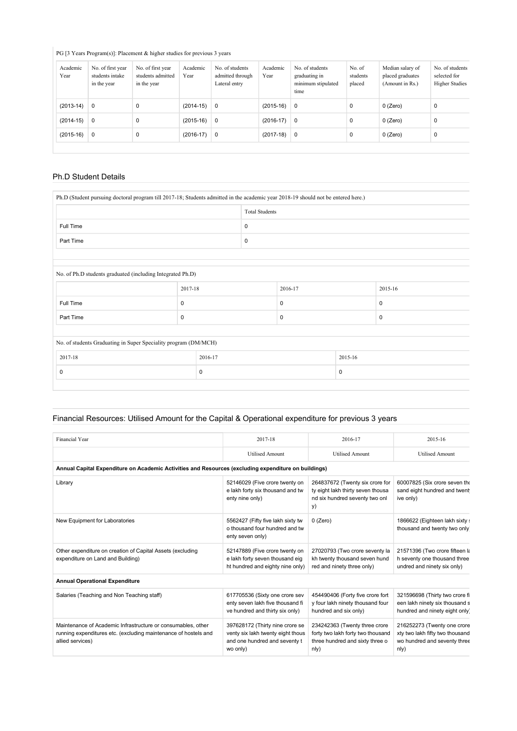PG [3 Years Program(s)]: Placement & higher studies for previous 3 years

| Academic Year | No. of first year students intake in the year | No. of first year students admitted in the year | Academic Year | No. of students admitted through Lateral entry | Academic Year | No. of students graduating in minimum stipulated time | No. of students placed | Median salary of placed graduates (Amount in Rs.) | No. of students selected for Higher Studies |
|---|---|---|---|---|---|---|---|---|---|
| (2013-14) | 0 | 0 | (2014-15) | 0 | (2015-16) | 0 | 0 | 0 (Zero) | 0 |
| (2014-15) | 0 | 0 | (2015-16) | 0 | (2016-17) | 0 | 0 | 0 (Zero) | 0 |
| (2015-16) | 0 | 0 | (2016-17) | 0 | (2017-18) | 0 | 0 | 0 (Zero) | 0 |

## Ph.D Student Details

Ph.D (Student pursuing doctoral program till 2017-18; Students admitted in the academic year 2018-19 should not be entered here.)

| | Total Students |
|---|---|
| Full Time | 0 |
| Part Time | 0 |

No. of Ph.D students graduated (including Integrated Ph.D)

| | 2017-18 | 2016-17 | 2015-16 |
|---|---|---|---|
| Full Time | 0 | 0 | 0 |
| Part Time | 0 | 0 | 0 |

No. of students Graduating in Super Speciality program (DM/MCH)

| 2017-18 | 2016-17 | 2015-16 |
|---|---|---|
| 0 | 0 | 0 |

## Financial Resources: Utilised Amount for the Capital & Operational expenditure for previous 3 years

| Financial Year | 2017-18 | 2016-17 | 2015-16 |
|---|---|---|---|
| | Utilised Amount | Utilised Amount | Utilised Amount |
| **Annual Capital Expenditure on Academic Activities and Resources (excluding expenditure on buildings)** | | | |
| Library | 52146029 (Five crore twenty one lakh forty six thousand and twenty nine only) | 264837672 (Twenty six crore forty eight lakh thirty seven thousand six hundred seventy two only) | 60007825 (Six crore seven thousand eight hundred and twenty five only) |
| New Equipment for Laboratories | 5562427 (Fifty five lakh sixty two thousand four hundred and twenty seven only) | 0 (Zero) | 1866622 (Eighteen lakh sixty six thousand and twenty two only) |
| Other expenditure on creation of Capital Assets (excluding expenditure on Land and Building) | 52147889 (Five crore twenty one lakh forty seven thousand eight hundred and eighty nine only) | 27020793 (Two crore seventy lakh twenty thousand seven hundred and ninety three only) | 21571396 (Two crore fifteen lakh seventy one thousand three hundred and ninety six only) |
| **Annual Operational Expenditure** | | | |
| Salaries (Teaching and Non Teaching staff) | 617705536 (Sixty one crore seventy seven lakh five thousand five hundred and thirty six only) | 454490406 (Forty five crore forty four lakh ninety thousand four hundred and six only) | 321596698 (Thirty two crore fifteen lakh ninety six thousand six hundred and ninety eight only) |
| Maintenance of Academic Infrastructure or consumables, other running expenditures etc. (excluding maintenance of hostels and allied services) | 397628172 (Thirty nine crore seventy six lakh twenty eight thousand and one hundred and seventy two only) | 234242363 (Twenty three crore forty two lakh forty two thousand three hundred and sixty three only) | 216252273 (Twenty one crore sixty two lakh fifty two thousand two hundred and seventy three only) |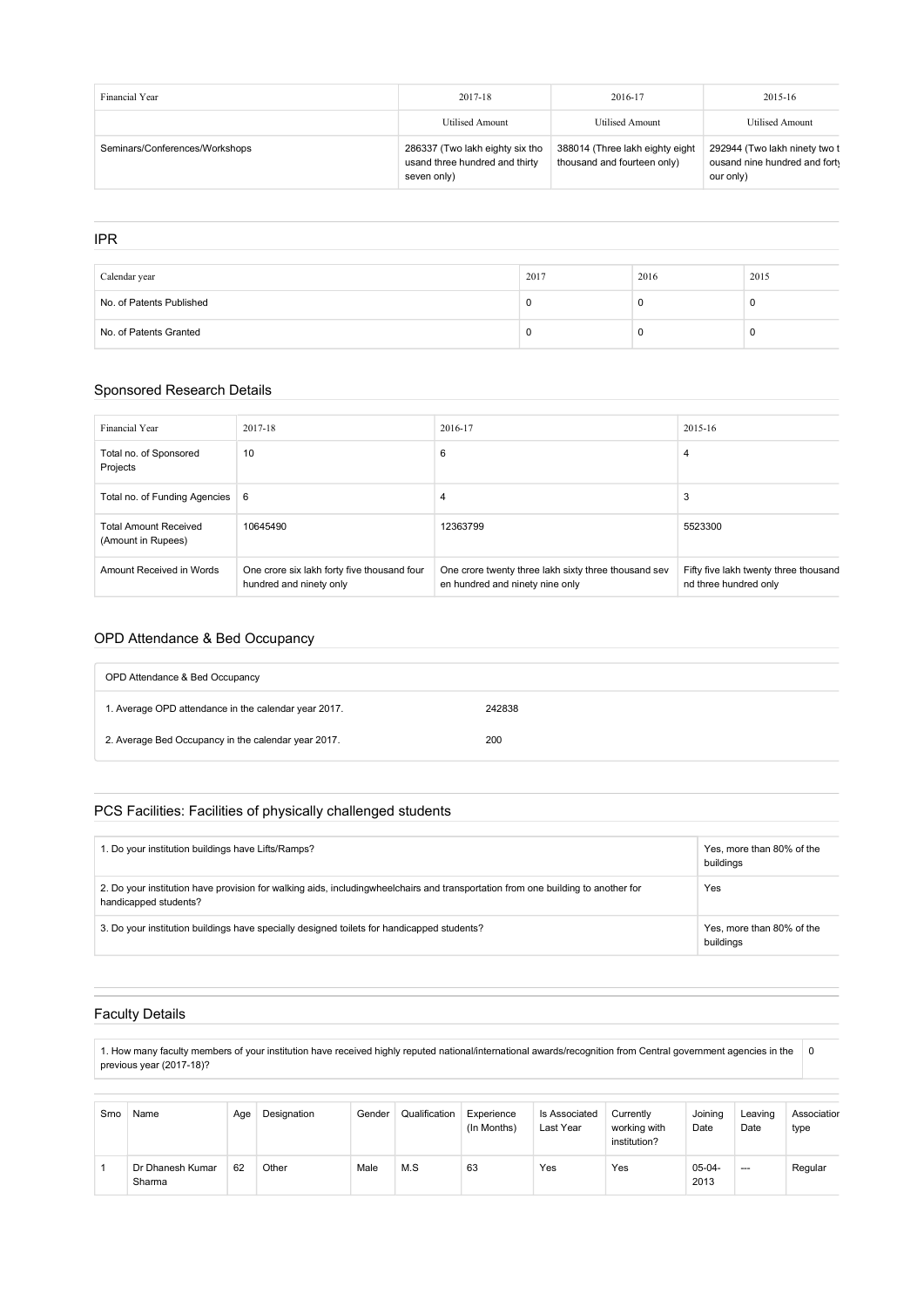| Financial Year | 2017-18 | 2016-17 | 2015-16 |
| --- | --- | --- | --- |
| | Utilised Amount | Utilised Amount | Utilised Amount |
| Seminars/Conferences/Workshops | 286337 (Two lakh eighty six tho usand three hundred and thirty seven only) | 388014 (Three lakh eighty eight thousand and fourteen only) | 292944 (Two lakh ninety two t ousand nine hundred and forty our only) |

## IPR

| Calendar year | 2017 | 2016 | 2015 |
| --- | --- | --- | --- |
| No. of Patents Published | 0 | 0 | 0 |
| No. of Patents Granted | 0 | 0 | 0 |

## Sponsored Research Details

| Financial Year | 2017-18 | 2016-17 | 2015-16 |
| --- | --- | --- | --- |
| Total no. of Sponsored Projects | 10 | 6 | 4 |
| Total no. of Funding Agencies | 6 | 4 | 3 |
| Total Amount Received (Amount in Rupees) | 10645490 | 12363799 | 5523300 |
| Amount Received in Words | One crore six lakh forty five thousand four hundred and ninety only | One crore twenty three lakh sixty three thousand sev en hundred and ninety nine only | Fifty five lakh twenty three thousand nd three hundred only |

## OPD Attendance & Bed Occupancy

| OPD Attendance & Bed Occupancy | |
| --- | --- |
| 1. Average OPD attendance in the calendar year 2017. | 242838 |
| 2. Average Bed Occupancy in the calendar year 2017. | 200 |

## PCS Facilities: Facilities of physically challenged students

| Question | Response |
| --- | --- |
| 1. Do your institution buildings have Lifts/Ramps? | Yes, more than 80% of the buildings |
| 2. Do your institution have provision for walking aids, includingwheelchairs and transportation from one building to another for handicapped students? | Yes |
| 3. Do your institution buildings have specially designed toilets for handicapped students? | Yes, more than 80% of the buildings |

## Faculty Details

| Question | Response |
| --- | --- |
| 1. How many faculty members of your institution have received highly reputed national/international awards/recognition from Central government agencies in the previous year (2017-18)? | 0 |

| Srno | Name | Age | Designation | Gender | Qualification | Experience (In Months) | Is Associated Last Year | Currently working with institution? | Joining Date | Leaving Date | Association type |
| --- | --- | --- | --- | --- | --- | --- | --- | --- | --- | --- | --- |
| 1 | Dr Dhanesh Kumar Sharma | 62 | Other | Male | M.S | 63 | Yes | Yes | 05-04-2013 | --- | Regular |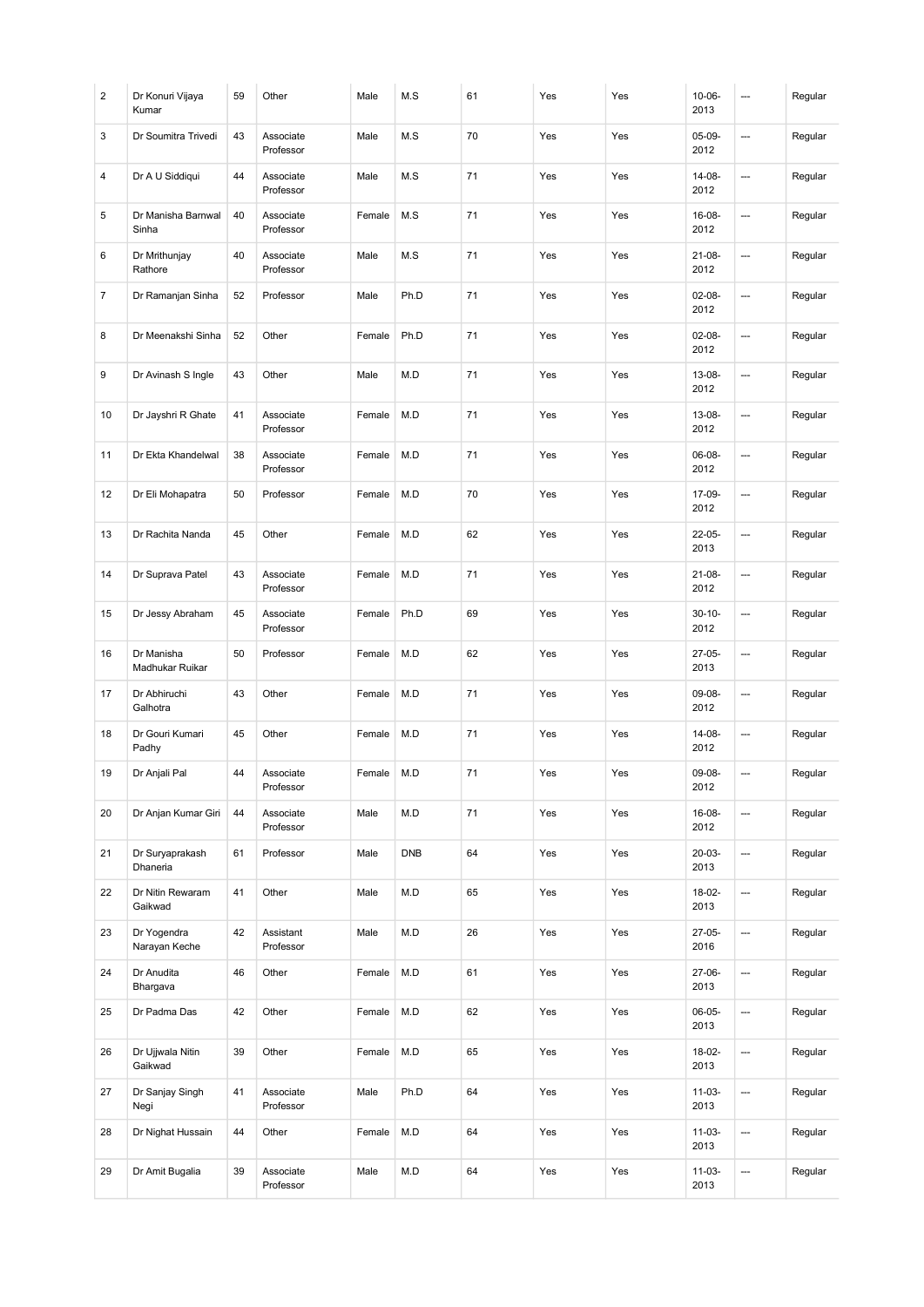| 2 | Dr Konuri Vijaya Kumar | 59 | Other | Male | M.S | 61 | Yes | Yes | 10-06-2013 | --- | Regular |
|---|---|---|---|---|---|---|---|---|---|---|---|
| 3 | Dr Soumitra Trivedi | 43 | Associate Professor | Male | M.S | 70 | Yes | Yes | 05-09-2012 | --- | Regular |
| 4 | Dr A U Siddiqui | 44 | Associate Professor | Male | M.S | 71 | Yes | Yes | 14-08-2012 | --- | Regular |
| 5 | Dr Manisha Barnwal Sinha | 40 | Associate Professor | Female | M.S | 71 | Yes | Yes | 16-08-2012 | --- | Regular |
| 6 | Dr Mrithunjay Rathore | 40 | Associate Professor | Male | M.S | 71 | Yes | Yes | 21-08-2012 | --- | Regular |
| 7 | Dr Ramanjan Sinha | 52 | Professor | Male | Ph.D | 71 | Yes | Yes | 02-08-2012 | --- | Regular |
| 8 | Dr Meenakshi Sinha | 52 | Other | Female | Ph.D | 71 | Yes | Yes | 02-08-2012 | --- | Regular |
| 9 | Dr Avinash S Ingle | 43 | Other | Male | M.D | 71 | Yes | Yes | 13-08-2012 | --- | Regular |
| 10 | Dr Jayshri R Ghate | 41 | Associate Professor | Female | M.D | 71 | Yes | Yes | 13-08-2012 | --- | Regular |
| 11 | Dr Ekta Khandelwal | 38 | Associate Professor | Female | M.D | 71 | Yes | Yes | 06-08-2012 | --- | Regular |
| 12 | Dr Eli Mohapatra | 50 | Professor | Female | M.D | 70 | Yes | Yes | 17-09-2012 | --- | Regular |
| 13 | Dr Rachita Nanda | 45 | Other | Female | M.D | 62 | Yes | Yes | 22-05-2013 | --- | Regular |
| 14 | Dr Suprava Patel | 43 | Associate Professor | Female | M.D | 71 | Yes | Yes | 21-08-2012 | --- | Regular |
| 15 | Dr Jessy Abraham | 45 | Associate Professor | Female | Ph.D | 69 | Yes | Yes | 30-10-2012 | --- | Regular |
| 16 | Dr Manisha Madhukar Ruikar | 50 | Professor | Female | M.D | 62 | Yes | Yes | 27-05-2013 | --- | Regular |
| 17 | Dr Abhiruchi Galhotra | 43 | Other | Female | M.D | 71 | Yes | Yes | 09-08-2012 | --- | Regular |
| 18 | Dr Gouri Kumari Padhy | 45 | Other | Female | M.D | 71 | Yes | Yes | 14-08-2012 | --- | Regular |
| 19 | Dr Anjali Pal | 44 | Associate Professor | Female | M.D | 71 | Yes | Yes | 09-08-2012 | --- | Regular |
| 20 | Dr Anjan Kumar Giri | 44 | Associate Professor | Male | M.D | 71 | Yes | Yes | 16-08-2012 | --- | Regular |
| 21 | Dr Suryaprakash Dhaneria | 61 | Professor | Male | DNB | 64 | Yes | Yes | 20-03-2013 | --- | Regular |
| 22 | Dr Nitin Rewaram Gaikwad | 41 | Other | Male | M.D | 65 | Yes | Yes | 18-02-2013 | --- | Regular |
| 23 | Dr Yogendra Narayan Keche | 42 | Assistant Professor | Male | M.D | 26 | Yes | Yes | 27-05-2016 | --- | Regular |
| 24 | Dr Anudita Bhargava | 46 | Other | Female | M.D | 61 | Yes | Yes | 27-06-2013 | --- | Regular |
| 25 | Dr Padma Das | 42 | Other | Female | M.D | 62 | Yes | Yes | 06-05-2013 | --- | Regular |
| 26 | Dr Ujjwala Nitin Gaikwad | 39 | Other | Female | M.D | 65 | Yes | Yes | 18-02-2013 | --- | Regular |
| 27 | Dr Sanjay Singh Negi | 41 | Associate Professor | Male | Ph.D | 64 | Yes | Yes | 11-03-2013 | --- | Regular |
| 28 | Dr Nighat Hussain | 44 | Other | Female | M.D | 64 | Yes | Yes | 11-03-2013 | --- | Regular |
| 29 | Dr Amit Bugalia | 39 | Associate Professor | Male | M.D | 64 | Yes | Yes | 11-03-2013 | --- | Regular |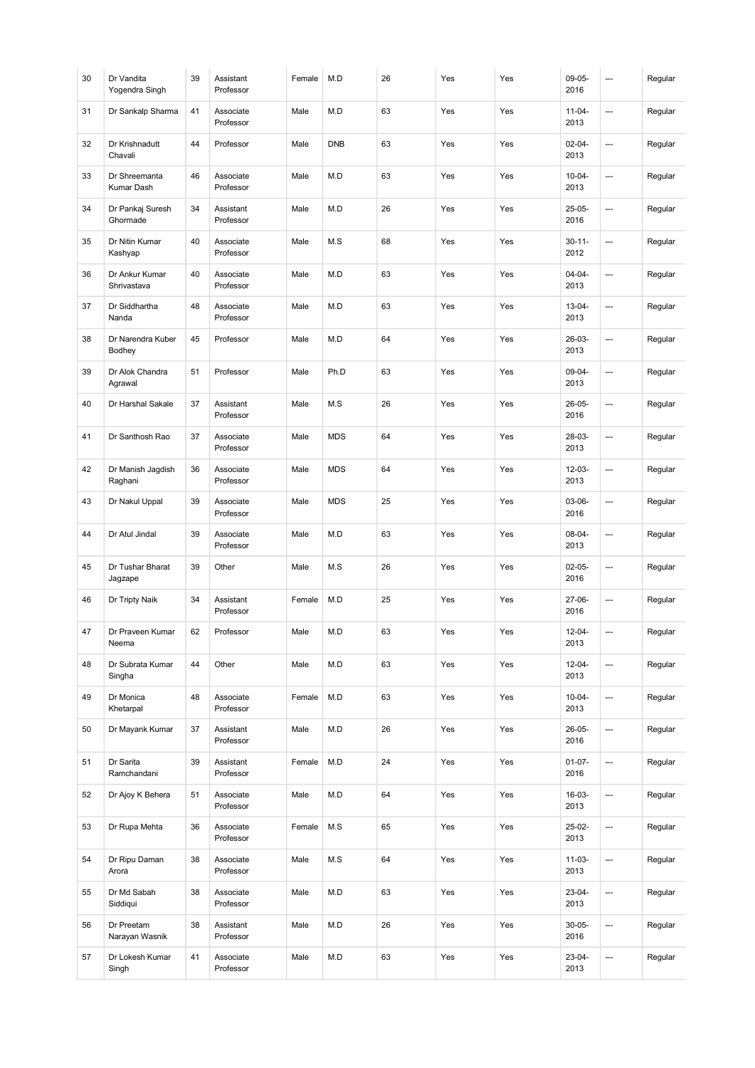| 30 | Dr Vandita Yogendra Singh | 39 | Assistant Professor | Female | M.D | 26 | Yes | Yes | 09-05-2016 | --- | Regular |
|---|---|---|---|---|---|---|---|---|---|---|---|
| 31 | Dr Sankalp Sharma | 41 | Associate Professor | Male | M.D | 63 | Yes | Yes | 11-04-2013 | --- | Regular |
| 32 | Dr Krishnadutt Chavali | 44 | Professor | Male | DNB | 63 | Yes | Yes | 02-04-2013 | --- | Regular |
| 33 | Dr Shreemanta Kumar Dash | 46 | Associate Professor | Male | M.D | 63 | Yes | Yes | 10-04-2013 | --- | Regular |
| 34 | Dr Pankaj Suresh Ghormade | 34 | Assistant Professor | Male | M.D | 26 | Yes | Yes | 25-05-2016 | --- | Regular |
| 35 | Dr Nitin Kumar Kashyap | 40 | Associate Professor | Male | M.S | 68 | Yes | Yes | 30-11-2012 | --- | Regular |
| 36 | Dr Ankur Kumar Shrivastava | 40 | Associate Professor | Male | M.D | 63 | Yes | Yes | 04-04-2013 | --- | Regular |
| 37 | Dr Siddhartha Nanda | 48 | Associate Professor | Male | M.D | 63 | Yes | Yes | 13-04-2013 | --- | Regular |
| 38 | Dr Narendra Kuber Bodhey | 45 | Professor | Male | M.D | 64 | Yes | Yes | 26-03-2013 | --- | Regular |
| 39 | Dr Alok Chandra Agrawal | 51 | Professor | Male | Ph.D | 63 | Yes | Yes | 09-04-2013 | --- | Regular |
| 40 | Dr Harshal Sakale | 37 | Assistant Professor | Male | M.S | 26 | Yes | Yes | 26-05-2016 | --- | Regular |
| 41 | Dr Santhosh Rao | 37 | Associate Professor | Male | MDS | 64 | Yes | Yes | 28-03-2013 | --- | Regular |
| 42 | Dr Manish Jagdish Raghani | 36 | Associate Professor | Male | MDS | 64 | Yes | Yes | 12-03-2013 | --- | Regular |
| 43 | Dr Nakul Uppal | 39 | Associate Professor | Male | MDS | 25 | Yes | Yes | 03-06-2016 | --- | Regular |
| 44 | Dr Atul Jindal | 39 | Associate Professor | Male | M.D | 63 | Yes | Yes | 08-04-2013 | --- | Regular |
| 45 | Dr Tushar Bharat Jagzape | 39 | Other | Male | M.S | 26 | Yes | Yes | 02-05-2016 | --- | Regular |
| 46 | Dr Tripty Naik | 34 | Assistant Professor | Female | M.D | 25 | Yes | Yes | 27-06-2016 | --- | Regular |
| 47 | Dr Praveen Kumar Neema | 62 | Professor | Male | M.D | 63 | Yes | Yes | 12-04-2013 | --- | Regular |
| 48 | Dr Subrata Kumar Singha | 44 | Other | Male | M.D | 63 | Yes | Yes | 12-04-2013 | --- | Regular |
| 49 | Dr Monica Khetarpal | 48 | Associate Professor | Female | M.D | 63 | Yes | Yes | 10-04-2013 | --- | Regular |
| 50 | Dr Mayank Kumar | 37 | Assistant Professor | Male | M.D | 26 | Yes | Yes | 26-05-2016 | --- | Regular |
| 51 | Dr Sarita Ramchandani | 39 | Assistant Professor | Female | M.D | 24 | Yes | Yes | 01-07-2016 | --- | Regular |
| 52 | Dr Ajoy K Behera | 51 | Associate Professor | Male | M.D | 64 | Yes | Yes | 16-03-2013 | --- | Regular |
| 53 | Dr Rupa Mehta | 36 | Associate Professor | Female | M.S | 65 | Yes | Yes | 25-02-2013 | --- | Regular |
| 54 | Dr Ripu Daman Arora | 38 | Associate Professor | Male | M.S | 64 | Yes | Yes | 11-03-2013 | --- | Regular |
| 55 | Dr Md Sabah Siddiqui | 38 | Associate Professor | Male | M.D | 63 | Yes | Yes | 23-04-2013 | --- | Regular |
| 56 | Dr Preetam Narayan Wasnik | 38 | Assistant Professor | Male | M.D | 26 | Yes | Yes | 30-05-2016 | --- | Regular |
| 57 | Dr Lokesh Kumar Singh | 41 | Associate Professor | Male | M.D | 63 | Yes | Yes | 23-04-2013 | --- | Regular |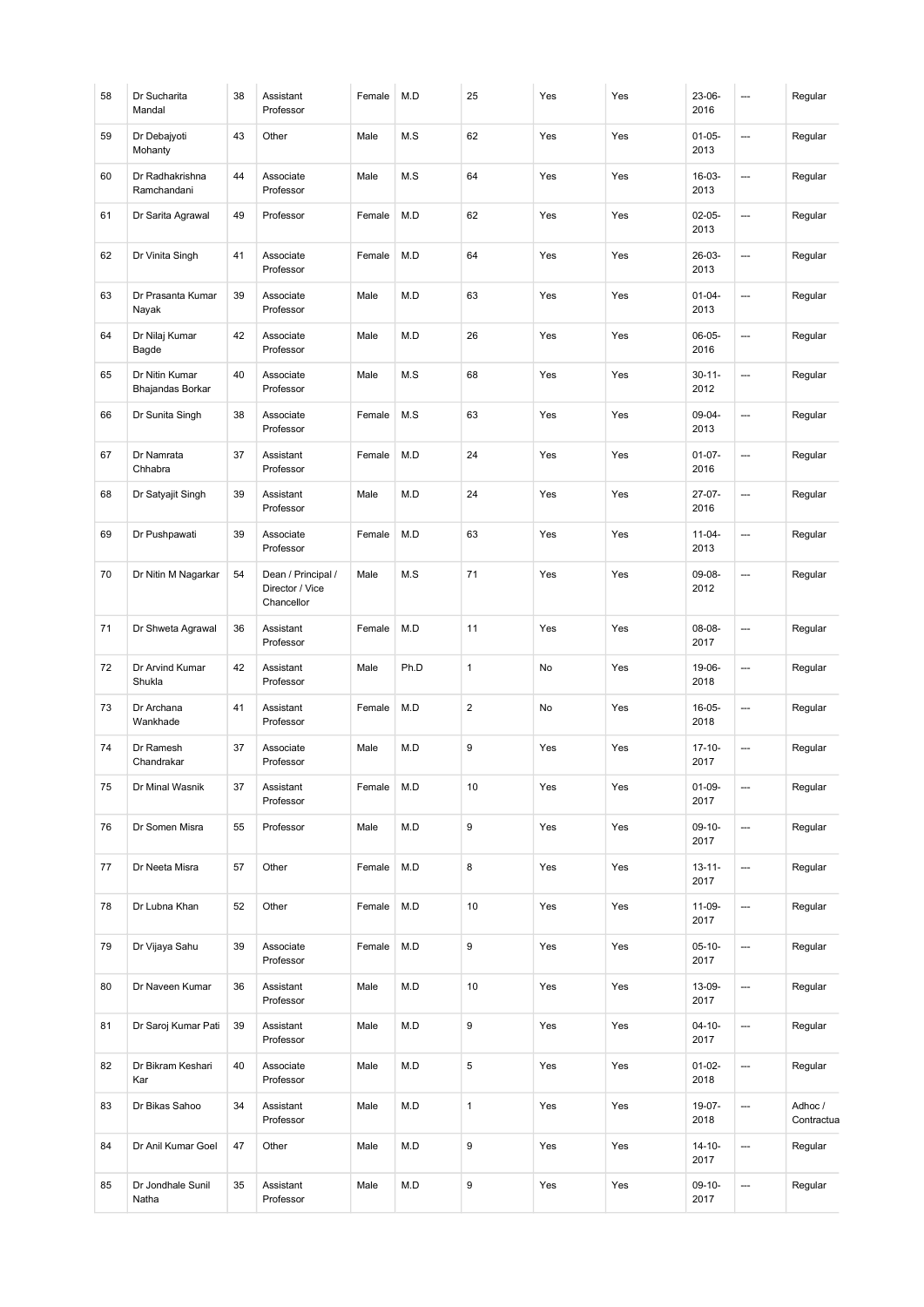| 58 | Dr Sucharita Mandal | 38 | Assistant Professor | Female | M.D | 25 | Yes | Yes | 23-06-2016 | --- | Regular |
|---|---|---|---|---|---|---|---|---|---|---|---|
| 59 | Dr Debajyoti Mohanty | 43 | Other | Male | M.S | 62 | Yes | Yes | 01-05-2013 | --- | Regular |
| 60 | Dr Radhakrishna Ramchandani | 44 | Associate Professor | Male | M.S | 64 | Yes | Yes | 16-03-2013 | --- | Regular |
| 61 | Dr Sarita Agrawal | 49 | Professor | Female | M.D | 62 | Yes | Yes | 02-05-2013 | --- | Regular |
| 62 | Dr Vinita Singh | 41 | Associate Professor | Female | M.D | 64 | Yes | Yes | 26-03-2013 | --- | Regular |
| 63 | Dr Prasanta Kumar Nayak | 39 | Associate Professor | Male | M.D | 63 | Yes | Yes | 01-04-2013 | --- | Regular |
| 64 | Dr Nilaj Kumar Bagde | 42 | Associate Professor | Male | M.D | 26 | Yes | Yes | 06-05-2016 | --- | Regular |
| 65 | Dr Nitin Kumar Bhajandas Borkar | 40 | Associate Professor | Male | M.S | 68 | Yes | Yes | 30-11-2012 | --- | Regular |
| 66 | Dr Sunita Singh | 38 | Associate Professor | Female | M.S | 63 | Yes | Yes | 09-04-2013 | --- | Regular |
| 67 | Dr Namrata Chhabra | 37 | Assistant Professor | Female | M.D | 24 | Yes | Yes | 01-07-2016 | --- | Regular |
| 68 | Dr Satyajit Singh | 39 | Assistant Professor | Male | M.D | 24 | Yes | Yes | 27-07-2016 | --- | Regular |
| 69 | Dr Pushpawati | 39 | Associate Professor | Female | M.D | 63 | Yes | Yes | 11-04-2013 | --- | Regular |
| 70 | Dr Nitin M Nagarkar | 54 | Dean / Principal / Director / Vice Chancellor | Male | M.S | 71 | Yes | Yes | 09-08-2012 | --- | Regular |
| 71 | Dr Shweta Agrawal | 36 | Assistant Professor | Female | M.D | 11 | Yes | Yes | 08-08-2017 | --- | Regular |
| 72 | Dr Arvind Kumar Shukla | 42 | Assistant Professor | Male | Ph.D | 1 | No | Yes | 19-06-2018 | --- | Regular |
| 73 | Dr Archana Wankhade | 41 | Assistant Professor | Female | M.D | 2 | No | Yes | 16-05-2018 | --- | Regular |
| 74 | Dr Ramesh Chandrakar | 37 | Associate Professor | Male | M.D | 9 | Yes | Yes | 17-10-2017 | --- | Regular |
| 75 | Dr Minal Wasnik | 37 | Assistant Professor | Female | M.D | 10 | Yes | Yes | 01-09-2017 | --- | Regular |
| 76 | Dr Somen Misra | 55 | Professor | Male | M.D | 9 | Yes | Yes | 09-10-2017 | --- | Regular |
| 77 | Dr Neeta Misra | 57 | Other | Female | M.D | 8 | Yes | Yes | 13-11-2017 | --- | Regular |
| 78 | Dr Lubna Khan | 52 | Other | Female | M.D | 10 | Yes | Yes | 11-09-2017 | --- | Regular |
| 79 | Dr Vijaya Sahu | 39 | Associate Professor | Female | M.D | 9 | Yes | Yes | 05-10-2017 | --- | Regular |
| 80 | Dr Naveen Kumar | 36 | Assistant Professor | Male | M.D | 10 | Yes | Yes | 13-09-2017 | --- | Regular |
| 81 | Dr Saroj Kumar Pati | 39 | Assistant Professor | Male | M.D | 9 | Yes | Yes | 04-10-2017 | --- | Regular |
| 82 | Dr Bikram Keshari Kar | 40 | Associate Professor | Male | M.D | 5 | Yes | Yes | 01-02-2018 | --- | Regular |
| 83 | Dr Bikas Sahoo | 34 | Assistant Professor | Male | M.D | 1 | Yes | Yes | 19-07-2018 | --- | Adhoc / Contractua |
| 84 | Dr Anil Kumar Goel | 47 | Other | Male | M.D | 9 | Yes | Yes | 14-10-2017 | --- | Regular |
| 85 | Dr Jondhale Sunil Natha | 35 | Assistant Professor | Male | M.D | 9 | Yes | Yes | 09-10-2017 | --- | Regular |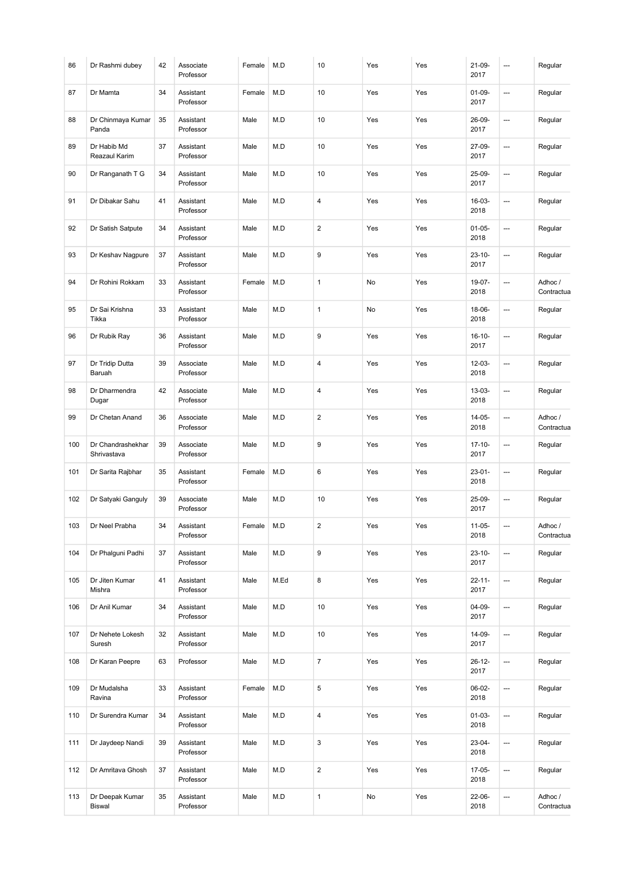| | | | | | | | | | | | |
|---|---|---|---|---|---|---|---|---|---|---|---|
| 86 | Dr Rashmi dubey | 42 | Associate Professor | Female | M.D | 10 | Yes | Yes | 21-09-2017 | --- | Regular |
| 87 | Dr Mamta | 34 | Assistant Professor | Female | M.D | 10 | Yes | Yes | 01-09-2017 | --- | Regular |
| 88 | Dr Chinmaya Kumar Panda | 35 | Assistant Professor | Male | M.D | 10 | Yes | Yes | 26-09-2017 | --- | Regular |
| 89 | Dr Habib Md Reazaul Karim | 37 | Assistant Professor | Male | M.D | 10 | Yes | Yes | 27-09-2017 | --- | Regular |
| 90 | Dr Ranganath T G | 34 | Assistant Professor | Male | M.D | 10 | Yes | Yes | 25-09-2017 | --- | Regular |
| 91 | Dr Dibakar Sahu | 41 | Assistant Professor | Male | M.D | 4 | Yes | Yes | 16-03-2018 | --- | Regular |
| 92 | Dr Satish Satpute | 34 | Assistant Professor | Male | M.D | 2 | Yes | Yes | 01-05-2018 | --- | Regular |
| 93 | Dr Keshav Nagpure | 37 | Assistant Professor | Male | M.D | 9 | Yes | Yes | 23-10-2017 | --- | Regular |
| 94 | Dr Rohini Rokkam | 33 | Assistant Professor | Female | M.D | 1 | No | Yes | 19-07-2018 | --- | Adhoc / Contractua |
| 95 | Dr Sai Krishna Tikka | 33 | Assistant Professor | Male | M.D | 1 | No | Yes | 18-06-2018 | --- | Regular |
| 96 | Dr Rubik Ray | 36 | Assistant Professor | Male | M.D | 9 | Yes | Yes | 16-10-2017 | --- | Regular |
| 97 | Dr Tridip Dutta Baruah | 39 | Associate Professor | Male | M.D | 4 | Yes | Yes | 12-03-2018 | --- | Regular |
| 98 | Dr Dharmendra Dugar | 42 | Associate Professor | Male | M.D | 4 | Yes | Yes | 13-03-2018 | --- | Regular |
| 99 | Dr Chetan Anand | 36 | Associate Professor | Male | M.D | 2 | Yes | Yes | 14-05-2018 | --- | Adhoc / Contractua |
| 100 | Dr Chandrashekhar Shrivastava | 39 | Associate Professor | Male | M.D | 9 | Yes | Yes | 17-10-2017 | --- | Regular |
| 101 | Dr Sarita Rajbhar | 35 | Assistant Professor | Female | M.D | 6 | Yes | Yes | 23-01-2018 | --- | Regular |
| 102 | Dr Satyaki Ganguly | 39 | Associate Professor | Male | M.D | 10 | Yes | Yes | 25-09-2017 | --- | Regular |
| 103 | Dr Neel Prabha | 34 | Assistant Professor | Female | M.D | 2 | Yes | Yes | 11-05-2018 | --- | Adhoc / Contractua |
| 104 | Dr Phalguni Padhi | 37 | Assistant Professor | Male | M.D | 9 | Yes | Yes | 23-10-2017 | --- | Regular |
| 105 | Dr Jiten Kumar Mishra | 41 | Assistant Professor | Male | M.Ed | 8 | Yes | Yes | 22-11-2017 | --- | Regular |
| 106 | Dr Anil Kumar | 34 | Assistant Professor | Male | M.D | 10 | Yes | Yes | 04-09-2017 | --- | Regular |
| 107 | Dr Nehete Lokesh Suresh | 32 | Assistant Professor | Male | M.D | 10 | Yes | Yes | 14-09-2017 | --- | Regular |
| 108 | Dr Karan Peepre | 63 | Professor | Male | M.D | 7 | Yes | Yes | 26-12-2017 | --- | Regular |
| 109 | Dr Mudalsha Ravina | 33 | Assistant Professor | Female | M.D | 5 | Yes | Yes | 06-02-2018 | --- | Regular |
| 110 | Dr Surendra Kumar | 34 | Assistant Professor | Male | M.D | 4 | Yes | Yes | 01-03-2018 | --- | Regular |
| 111 | Dr Jaydeep Nandi | 39 | Assistant Professor | Male | M.D | 3 | Yes | Yes | 23-04-2018 | --- | Regular |
| 112 | Dr Amritava Ghosh | 37 | Assistant Professor | Male | M.D | 2 | Yes | Yes | 17-05-2018 | --- | Regular |
| 113 | Dr Deepak Kumar Biswal | 35 | Assistant Professor | Male | M.D | 1 | No | Yes | 22-06-2018 | --- | Adhoc / Contractua |